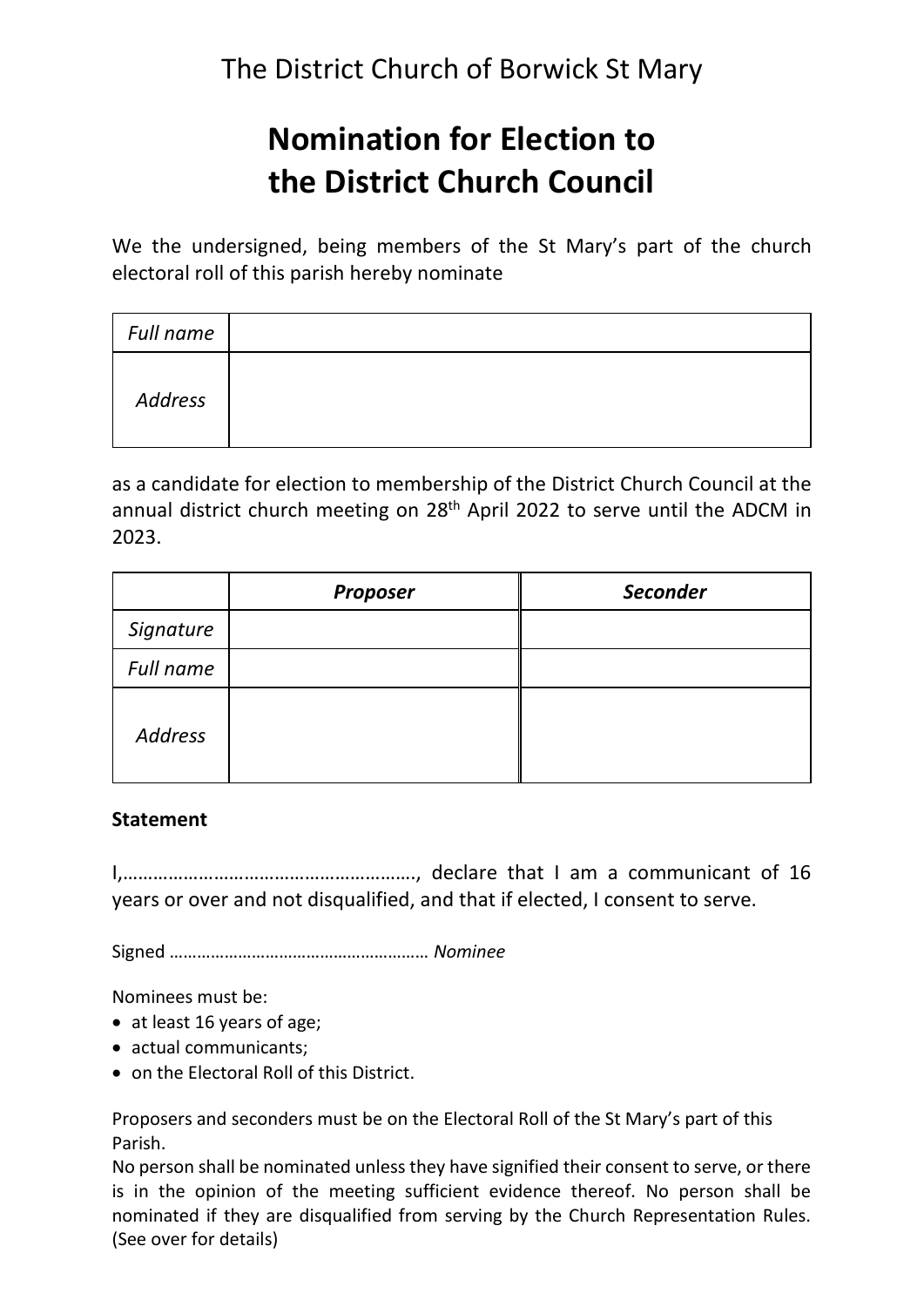The District Church of Borwick St Mary

# Nomination for Election to the District Church Council

We the undersigned, being members of the St Mary's part of the church electoral roll of this parish hereby nominate

| | |
|---|---|
| *Full name* | |
| *Address* | |

as a candidate for election to membership of the District Church Council at the annual district church meeting on 28th April 2022 to serve until the ADCM in 2023.

| | ***Proposer*** | ***Seconder*** |
|---|---|---|
| *Signature* | | |
| *Full name* | | |
| *Address* | | |

**Statement**

I,…………………………………………………, declare that I am a communicant of 16 years or over and not disqualified, and that if elected, I consent to serve.

Signed ……………………………………………… *Nominee*

Nominees must be:

- at least 16 years of age;
- actual communicants;
- on the Electoral Roll of this District.

Proposers and seconders must be on the Electoral Roll of the St Mary's part of this Parish.

No person shall be nominated unless they have signified their consent to serve, or there is in the opinion of the meeting sufficient evidence thereof. No person shall be nominated if they are disqualified from serving by the Church Representation Rules. (See over for details)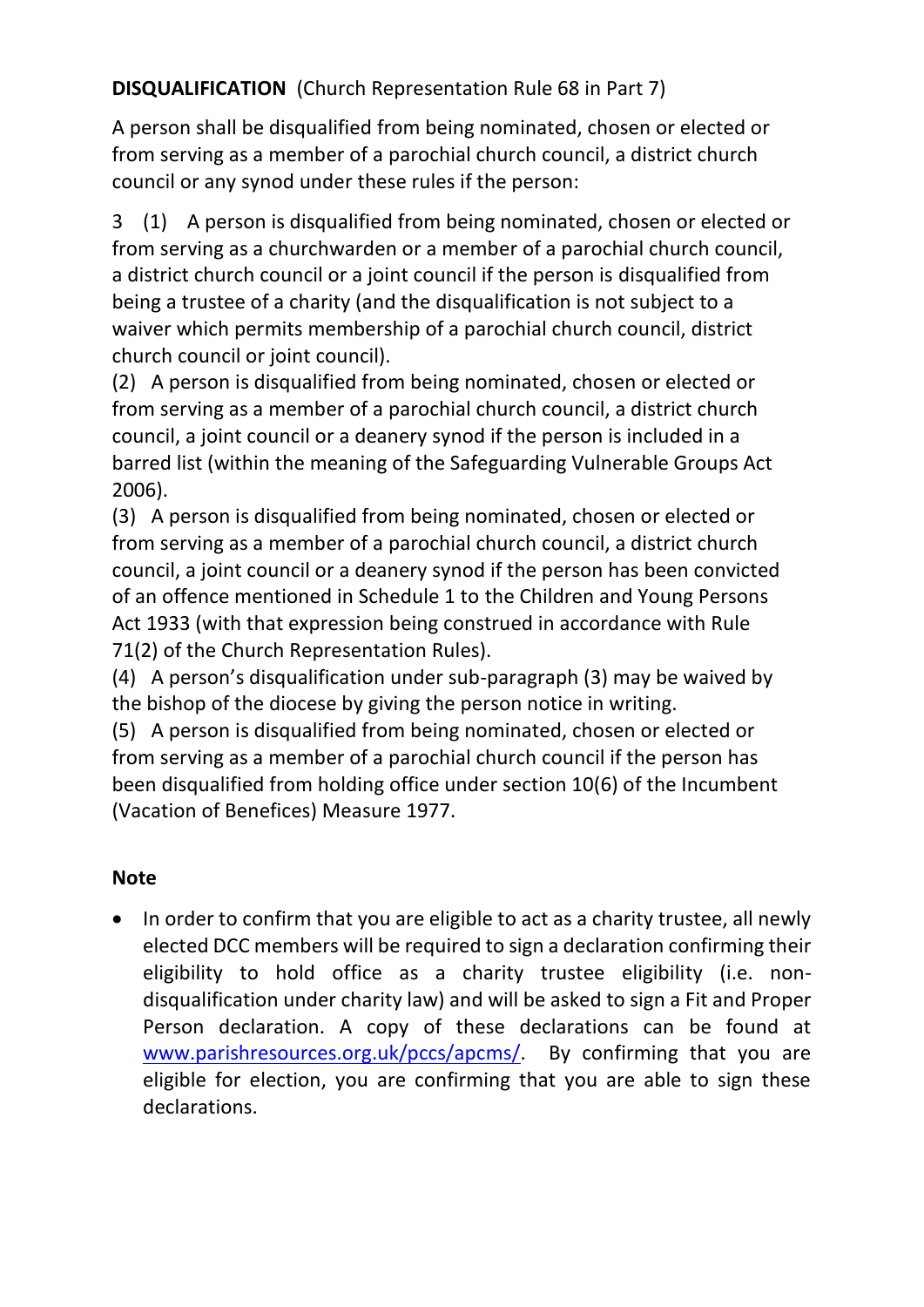**DISQUALIFICATION** (Church Representation Rule 68 in Part 7)

A person shall be disqualified from being nominated, chosen or elected or from serving as a member of a parochial church council, a district church council or any synod under these rules if the person:

3 (1) A person is disqualified from being nominated, chosen or elected or from serving as a churchwarden or a member of a parochial church council, a district church council or a joint council if the person is disqualified from being a trustee of a charity (and the disqualification is not subject to a waiver which permits membership of a parochial church council, district church council or joint council).

(2) A person is disqualified from being nominated, chosen or elected or from serving as a member of a parochial church council, a district church council, a joint council or a deanery synod if the person is included in a barred list (within the meaning of the Safeguarding Vulnerable Groups Act 2006).

(3) A person is disqualified from being nominated, chosen or elected or from serving as a member of a parochial church council, a district church council, a joint council or a deanery synod if the person has been convicted of an offence mentioned in Schedule 1 to the Children and Young Persons Act 1933 (with that expression being construed in accordance with Rule 71(2) of the Church Representation Rules).

(4) A person's disqualification under sub-paragraph (3) may be waived by the bishop of the diocese by giving the person notice in writing.

(5) A person is disqualified from being nominated, chosen or elected or from serving as a member of a parochial church council if the person has been disqualified from holding office under section 10(6) of the Incumbent (Vacation of Benefices) Measure 1977.

**Note**

- In order to confirm that you are eligible to act as a charity trustee, all newly elected DCC members will be required to sign a declaration confirming their eligibility to hold office as a charity trustee eligibility (i.e. non-disqualification under charity law) and will be asked to sign a Fit and Proper Person declaration. A copy of these declarations can be found at www.parishresources.org.uk/pccs/apcms/. By confirming that you are eligible for election, you are confirming that you are able to sign these declarations.